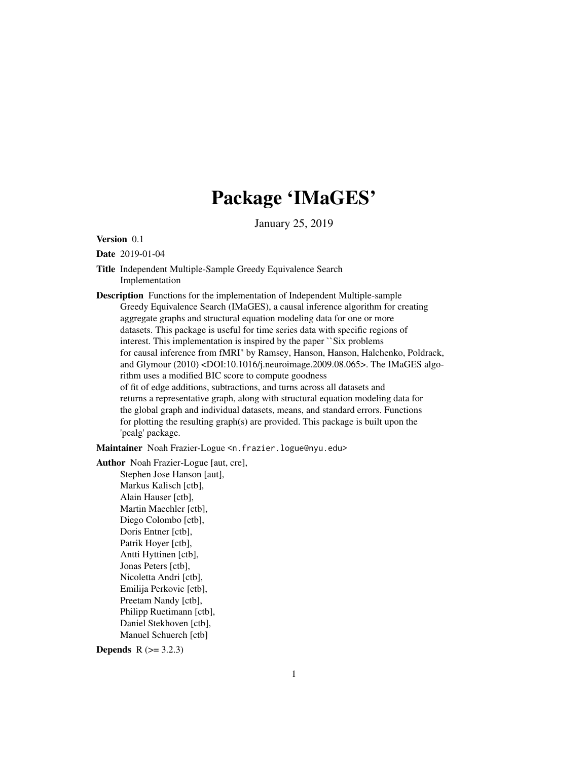# Package 'IMaGES'

January 25, 2019

**Version** 0.1

**Date** 2019-01-04

**Title** Independent Multiple-Sample Greedy Equivalence Search Implementation

**Description** Functions for the implementation of Independent Multiple-sample Greedy Equivalence Search (IMaGES), a causal inference algorithm for creating aggregate graphs and structural equation modeling data for one or more datasets. This package is useful for time series data with specific regions of interest. This implementation is inspired by the paper ``Six problems for causal inference from fMRI'' by Ramsey, Hanson, Hanson, Halchenko, Poldrack, and Glymour (2010) <DOI:10.1016/j.neuroimage.2009.08.065>. The IMaGES algorithm uses a modified BIC score to compute goodness of fit of edge additions, subtractions, and turns across all datasets and returns a representative graph, along with structural equation modeling data for the global graph and individual datasets, means, and standard errors. Functions for plotting the resulting graph(s) are provided. This package is built upon the 'pcalg' package.

**Maintainer** Noah Frazier-Logue <n.frazier.logue@nyu.edu>

**Author** Noah Frazier-Logue [aut, cre],
Stephen Jose Hanson [aut],
Markus Kalisch [ctb],
Alain Hauser [ctb],
Martin Maechler [ctb],
Diego Colombo [ctb],
Doris Entner [ctb],
Patrik Hoyer [ctb],
Antti Hyttinen [ctb],
Jonas Peters [ctb],
Nicoletta Andri [ctb],
Emilija Perkovic [ctb],
Preetam Nandy [ctb],
Philipp Ruetimann [ctb],
Daniel Stekhoven [ctb],
Manuel Schuerch [ctb]

**Depends** R (>= 3.2.3)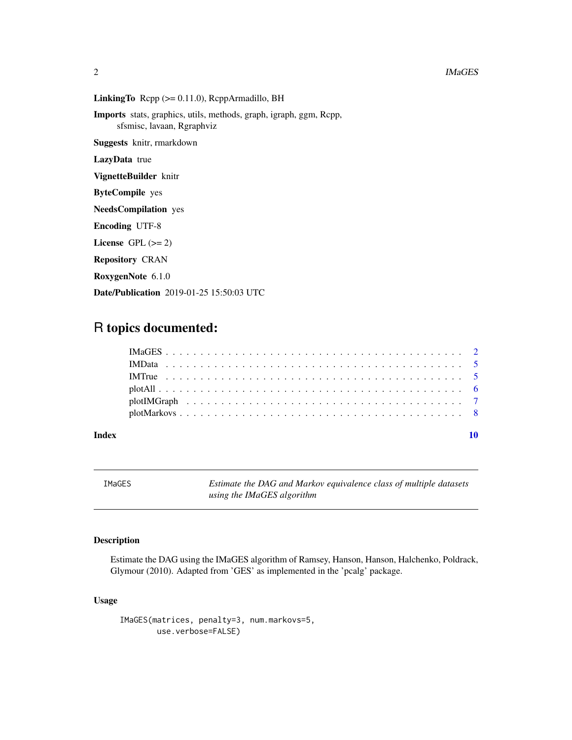**LinkingTo** Rcpp (>= 0.11.0), RcppArmadillo, BH

**Imports** stats, graphics, utils, methods, graph, igraph, ggm, Rcpp, sfsmisc, lavaan, Rgraphviz

**Suggests** knitr, rmarkdown

**LazyData** true

**VignetteBuilder** knitr

**ByteCompile** yes

**NeedsCompilation** yes

**Encoding** UTF-8

**License** GPL (>= 2)

**Repository** CRAN

**RoxygenNote** 6.1.0

**Date/Publication** 2019-01-25 15:50:03 UTC

# R topics documented:

- IMaGES . . . . . . . . . . 2
- IMData . . . . . . . . . . 5
- IMTrue . . . . . . . . . . 5
- plotAll . . . . . . . . . . 6
- plotIMGraph . . . . . . . . . . 7
- plotMarkovs . . . . . . . . . . 8

**Index** 10

---

`IMaGES` *Estimate the DAG and Markov equivalence class of multiple datasets using the IMaGES algorithm*

---

### Description

Estimate the DAG using the IMaGES algorithm of Ramsey, Hanson, Hanson, Halchenko, Poldrack, Glymour (2010). Adapted from 'GES' as implemented in the 'pcalg' package.

### Usage

```
IMaGES(matrices, penalty=3, num.markovs=5,
       use.verbose=FALSE)
```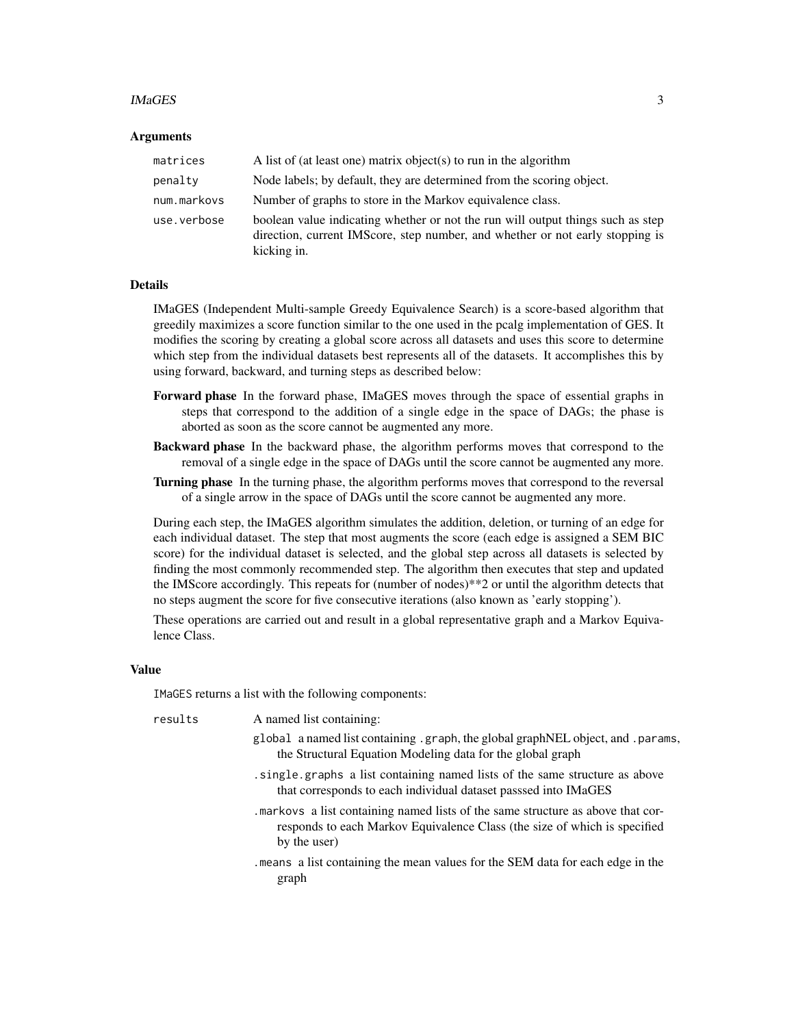### Arguments

| | |
|---|---|
| `matrices` | A list of (at least one) matrix object(s) to run in the algorithm |
| `penalty` | Node labels; by default, they are determined from the scoring object. |
| `num.markovs` | Number of graphs to store in the Markov equivalence class. |
| `use.verbose` | boolean value indicating whether or not the run will output things such as step direction, current IMScore, step number, and whether or not early stopping is kicking in. |

### Details

IMaGES (Independent Multi-sample Greedy Equivalence Search) is a score-based algorithm that greedily maximizes a score function similar to the one used in the pcalg implementation of GES. It modifies the scoring by creating a global score across all datasets and uses this score to determine which step from the individual datasets best represents all of the datasets. It accomplishes this by using forward, backward, and turning steps as described below:

**Forward phase** In the forward phase, IMaGES moves through the space of essential graphs in steps that correspond to the addition of a single edge in the space of DAGs; the phase is aborted as soon as the score cannot be augmented any more.

**Backward phase** In the backward phase, the algorithm performs moves that correspond to the removal of a single edge in the space of DAGs until the score cannot be augmented any more.

**Turning phase** In the turning phase, the algorithm performs moves that correspond to the reversal of a single arrow in the space of DAGs until the score cannot be augmented any more.

During each step, the IMaGES algorithm simulates the addition, deletion, or turning of an edge for each individual dataset. The step that most augments the score (each edge is assigned a SEM BIC score) for the individual dataset is selected, and the global step across all datasets is selected by finding the most commonly recommended step. The algorithm then executes that step and updated the IMScore accordingly. This repeats for (number of nodes)**2 or until the algorithm detects that no steps augment the score for five consecutive iterations (also known as 'early stopping').

These operations are carried out and result in a global representative graph and a Markov Equivalence Class.

### Value

`IMaGES` returns a list with the following components:

`results` A named list containing:

- `global` a named list containing `.graph`, the global graphNEL object, and `.params`, the Structural Equation Modeling data for the global graph
- `.single.graphs` a list containing named lists of the same structure as above that corresponds to each individual dataset passsed into IMaGES
- `.markovs` a list containing named lists of the same structure as above that corresponds to each Markov Equivalence Class (the size of which is specified by the user)
- `.means` a list containing the mean values for the SEM data for each edge in the graph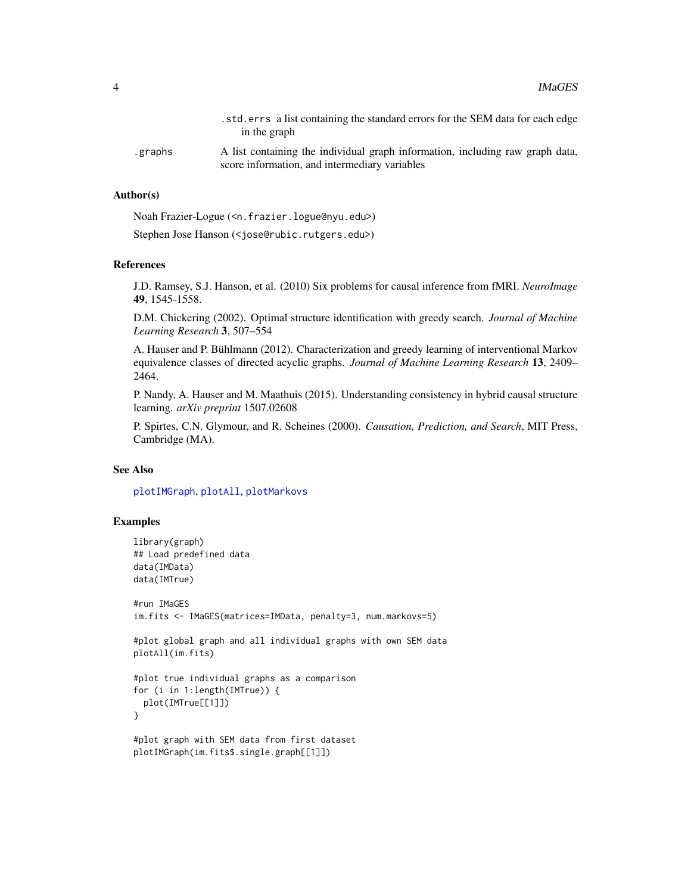.std.errs a list containing the standard errors for the SEM data for each edge in the graph

.graphs A list containing the individual graph information, including raw graph data, score information, and intermediary variables

## Author(s)

Noah Frazier-Logue (<n.frazier.logue@nyu.edu>)

Stephen Jose Hanson (<jose@rubic.rutgers.edu>)

## References

J.D. Ramsey, S.J. Hanson, et al. (2010) Six problems for causal inference from fMRI. *NeuroImage* **49**, 1545-1558.

D.M. Chickering (2002). Optimal structure identification with greedy search. *Journal of Machine Learning Research* **3**, 507–554

A. Hauser and P. Bühlmann (2012). Characterization and greedy learning of interventional Markov equivalence classes of directed acyclic graphs. *Journal of Machine Learning Research* **13**, 2409–2464.

P. Nandy, A. Hauser and M. Maathuis (2015). Understanding consistency in hybrid causal structure learning. *arXiv preprint* 1507.02608

P. Spirtes, C.N. Glymour, and R. Scheines (2000). *Causation, Prediction, and Search*, MIT Press, Cambridge (MA).

## See Also

plotIMGraph, plotAll, plotMarkovs

## Examples

```
library(graph)
## Load predefined data
data(IMData)
data(IMTrue)

#run IMaGES
im.fits <- IMaGES(matrices=IMData, penalty=3, num.markovs=5)

#plot global graph and all individual graphs with own SEM data
plotAll(im.fits)

#plot true individual graphs as a comparison
for (i in 1:length(IMTrue)) {
  plot(IMTrue[[1]])
}

#plot graph with SEM data from first dataset
plotIMGraph(im.fits$.single.graph[[1]])
```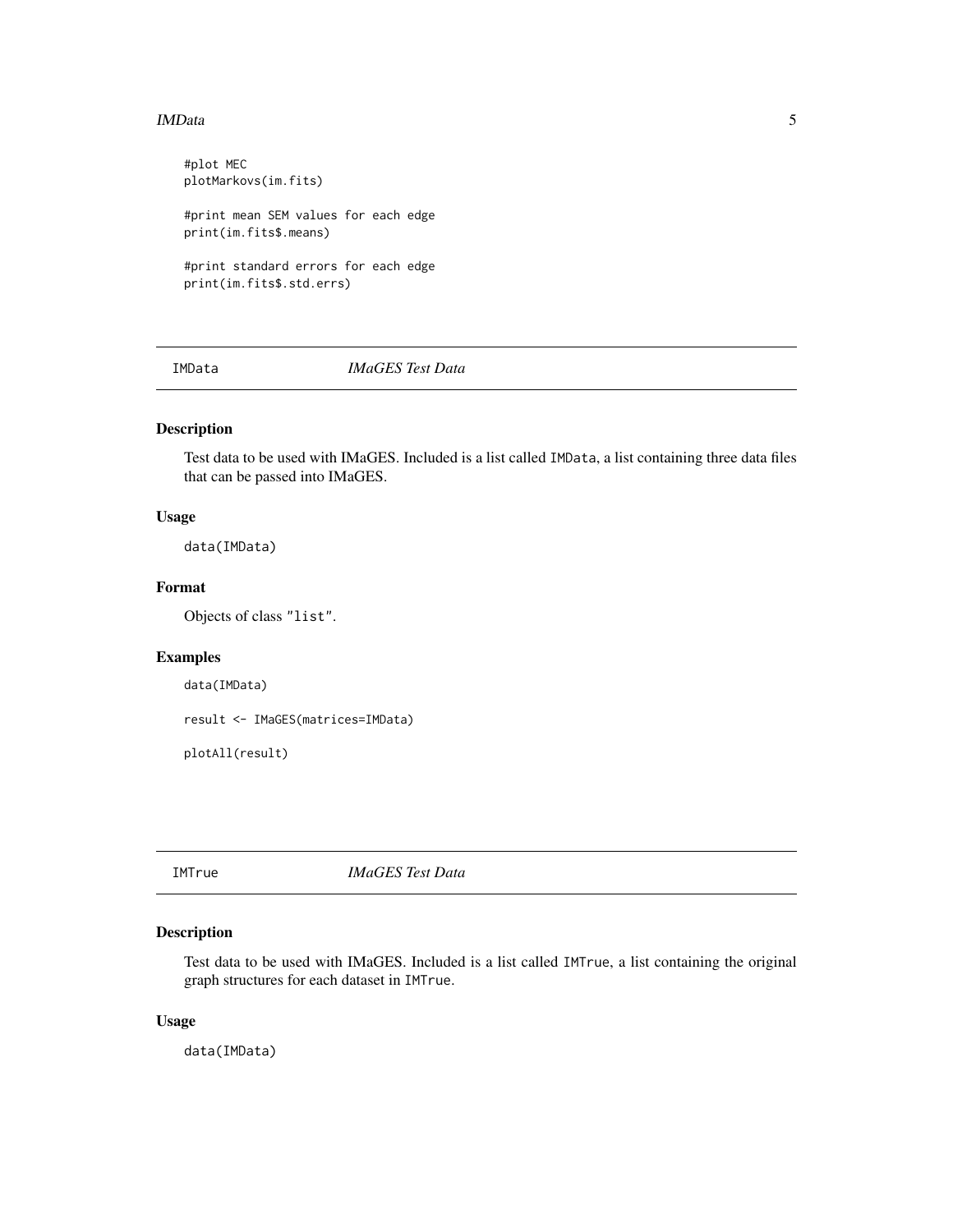```
#plot MEC
plotMarkovs(im.fits)

#print mean SEM values for each edge
print(im.fits$.means)

#print standard errors for each edge
print(im.fits$.std.errs)
```

## IMData — *IMaGES Test Data*

### Description

Test data to be used with IMaGES. Included is a list called `IMData`, a list containing three data files that can be passed into IMaGES.

### Usage

```
data(IMData)
```

### Format

Objects of class `"list"`.

### Examples

```
data(IMData)

result <- IMaGES(matrices=IMData)

plotAll(result)
```

## IMTrue — *IMaGES Test Data*

### Description

Test data to be used with IMaGES. Included is a list called `IMTrue`, a list containing the original graph structures for each dataset in `IMTrue`.

### Usage

```
data(IMData)
```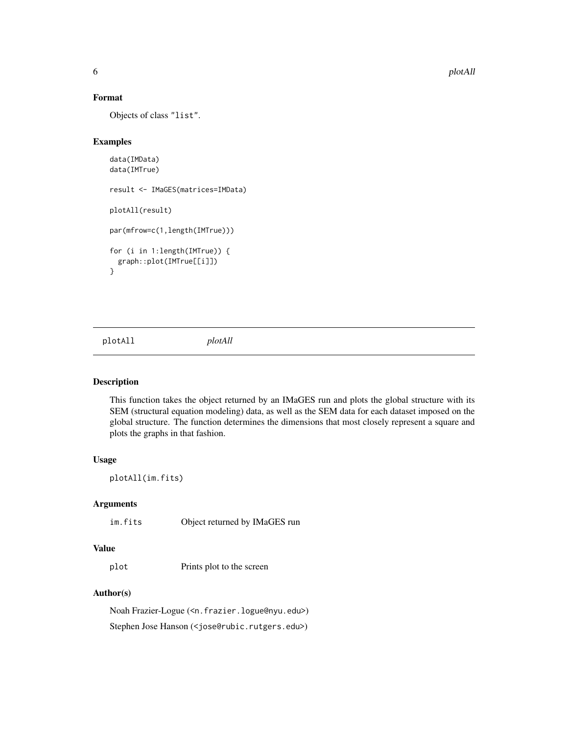### Format

Objects of class "list".

### Examples

```
data(IMData)
data(IMTrue)

result <- IMaGES(matrices=IMData)

plotAll(result)

par(mfrow=c(1,length(IMTrue)))

for (i in 1:length(IMTrue)) {
  graph::plot(IMTrue[[i]])
}
```

---

## plotAll *plotAll*

---

### Description

This function takes the object returned by an IMaGES run and plots the global structure with its SEM (structural equation modeling) data, as well as the SEM data for each dataset imposed on the global structure. The function determines the dimensions that most closely represent a square and plots the graphs in that fashion.

### Usage

```
plotAll(im.fits)
```

### Arguments

| | |
|---|---|
| im.fits | Object returned by IMaGES run |

### Value

| | |
|---|---|
| plot | Prints plot to the screen |

### Author(s)

Noah Frazier-Logue (<n.frazier.logue@nyu.edu>)

Stephen Jose Hanson (<jose@rubic.rutgers.edu>)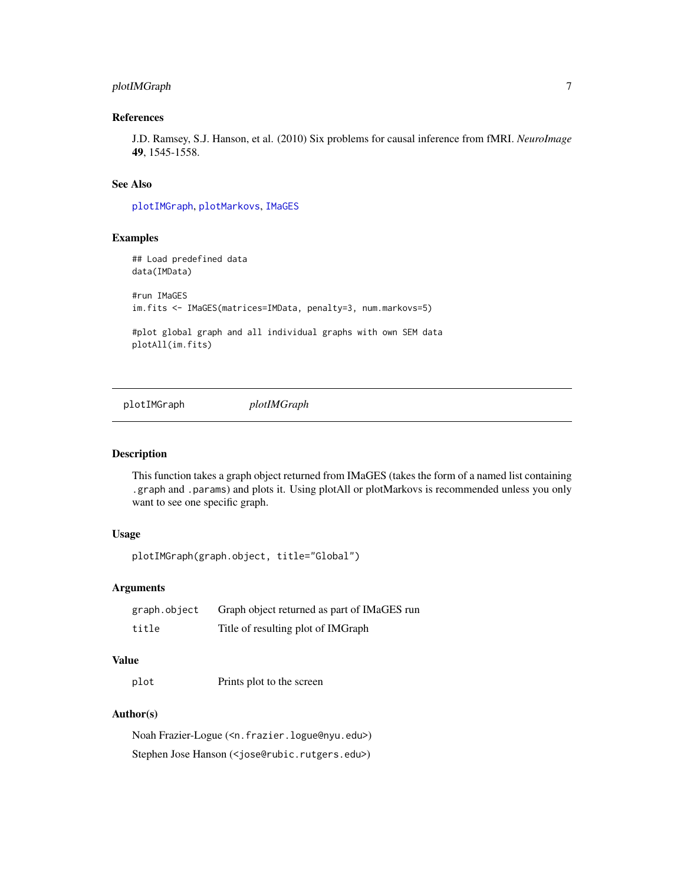### References

J.D. Ramsey, S.J. Hanson, et al. (2010) Six problems for causal inference from fMRI. *NeuroImage* **49**, 1545-1558.

### See Also

plotIMGraph, plotMarkovs, IMaGES

### Examples

```
## Load predefined data
data(IMData)

#run IMaGES
im.fits <- IMaGES(matrices=IMData, penalty=3, num.markovs=5)

#plot global graph and all individual graphs with own SEM data
plotAll(im.fits)
```

---

## plotIMGraph — *plotIMGraph*

### Description

This function takes a graph object returned from IMaGES (takes the form of a named list containing .graph and .params) and plots it. Using plotAll or plotMarkovs is recommended unless you only want to see one specific graph.

### Usage

```
plotIMGraph(graph.object, title="Global")
```

### Arguments

| | |
|---|---|
| graph.object | Graph object returned as part of IMaGES run |
| title | Title of resulting plot of IMGraph |

### Value

| | |
|---|---|
| plot | Prints plot to the screen |

### Author(s)

Noah Frazier-Logue (<n.frazier.logue@nyu.edu>)

Stephen Jose Hanson (<jose@rubic.rutgers.edu>)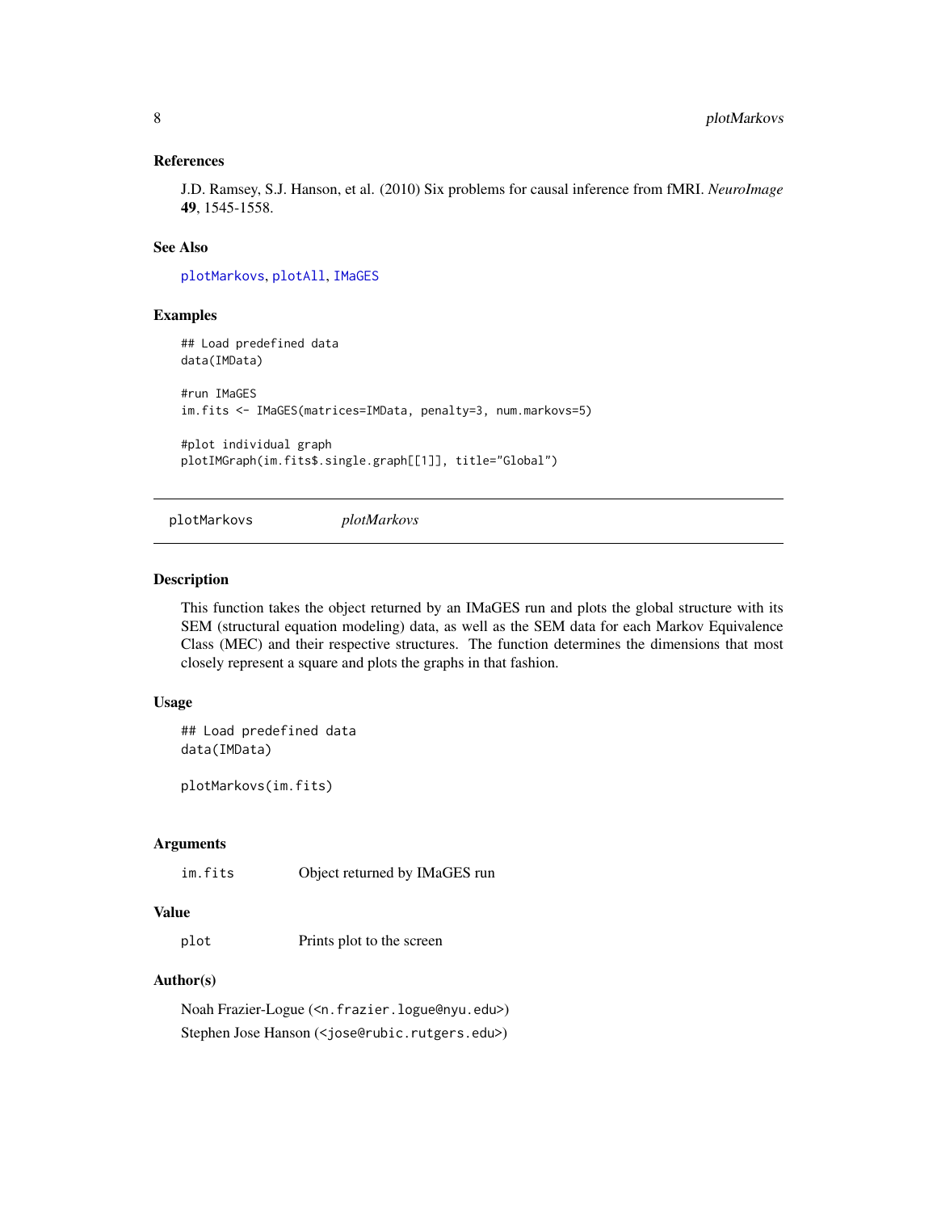### References

J.D. Ramsey, S.J. Hanson, et al. (2010) Six problems for causal inference from fMRI. *NeuroImage* **49**, 1545-1558.

### See Also

`plotMarkovs`, `plotAll`, `IMaGES`

### Examples

```
## Load predefined data
data(IMData)

#run IMaGES
im.fits <- IMaGES(matrices=IMData, penalty=3, num.markovs=5)

#plot individual graph
plotIMGraph(im.fits$.single.graph[[1]], title="Global")
```

---

## plotMarkovs — *plotMarkovs*

---

### Description

This function takes the object returned by an IMaGES run and plots the global structure with its SEM (structural equation modeling) data, as well as the SEM data for each Markov Equivalence Class (MEC) and their respective structures. The function determines the dimensions that most closely represent a square and plots the graphs in that fashion.

### Usage

```
## Load predefined data
data(IMData)

plotMarkovs(im.fits)
```

### Arguments

| | |
|---|---|
| `im.fits` | Object returned by IMaGES run |

### Value

| | |
|---|---|
| `plot` | Prints plot to the screen |

### Author(s)

Noah Frazier-Logue (<n.frazier.logue@nyu.edu>)

Stephen Jose Hanson (<jose@rubic.rutgers.edu>)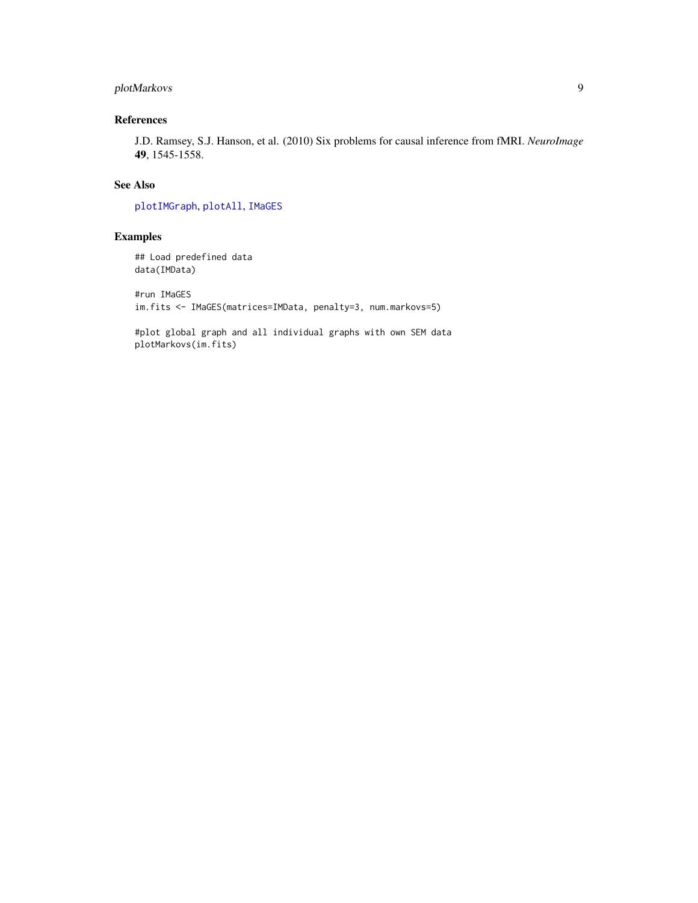## References

J.D. Ramsey, S.J. Hanson, et al. (2010) Six problems for causal inference from fMRI. *NeuroImage* **49**, 1545-1558.

## See Also

`plotIMGraph`, `plotAll`, `IMaGES`

## Examples

```
## Load predefined data
data(IMData)

#run IMaGES
im.fits <- IMaGES(matrices=IMData, penalty=3, num.markovs=5)

#plot global graph and all individual graphs with own SEM data
plotMarkovs(im.fits)
```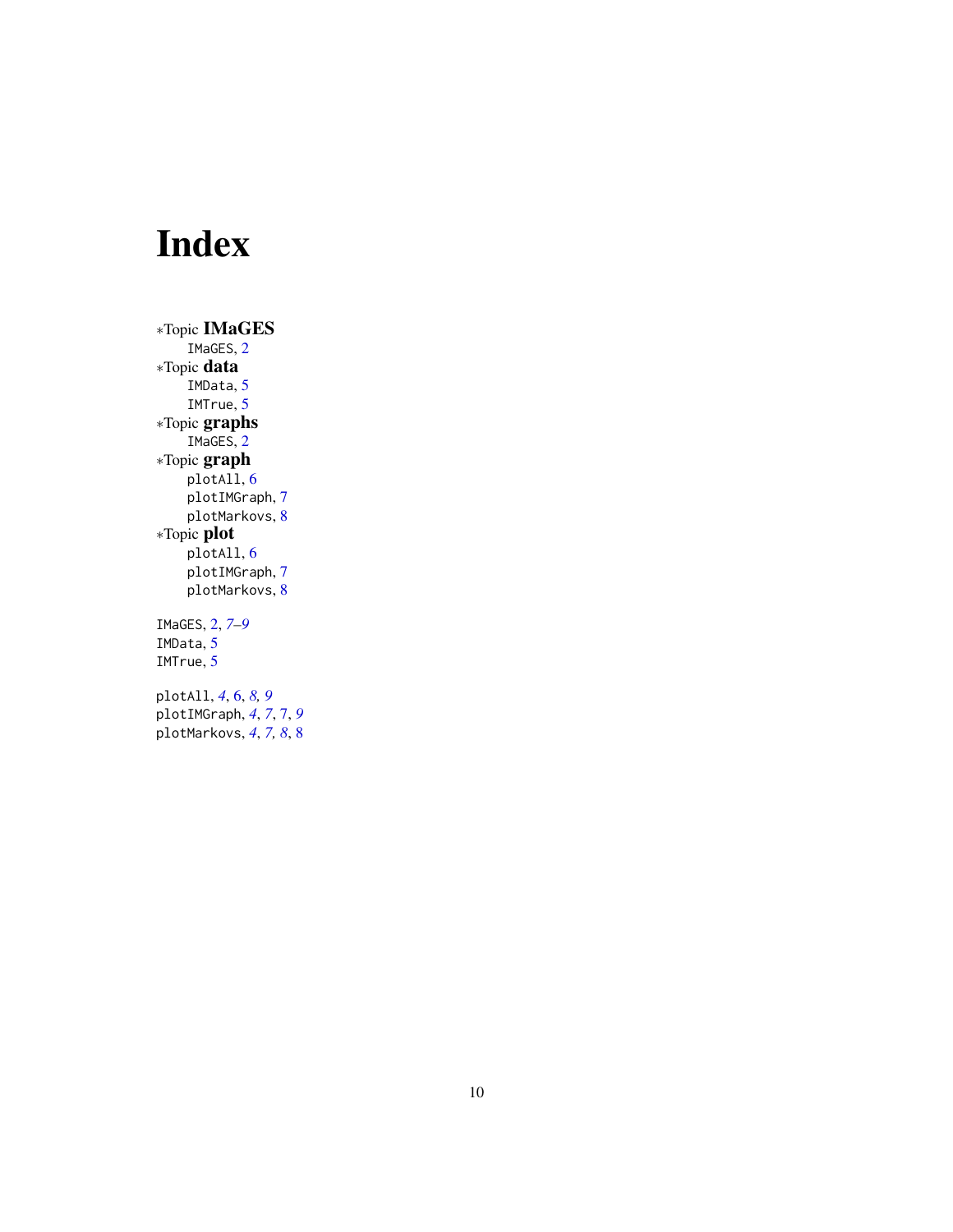# Index

*Topic **IMaGES**
  IMaGES, 2
*Topic **data**
  IMData, 5
  IMTrue, 5
*Topic **graphs**
  IMaGES, 2
*Topic **graph**
  plotAll, 6
  plotIMGraph, 7
  plotMarkovs, 8
*Topic **plot**
  plotAll, 6
  plotIMGraph, 7
  plotMarkovs, 8

IMaGES, 2, *7–9*
IMData, 5
IMTrue, 5

plotAll, *4*, 6, *8, 9*
plotIMGraph, *4*, *7*, 7, *9*
plotMarkovs, *4*, *7, 8*, 8